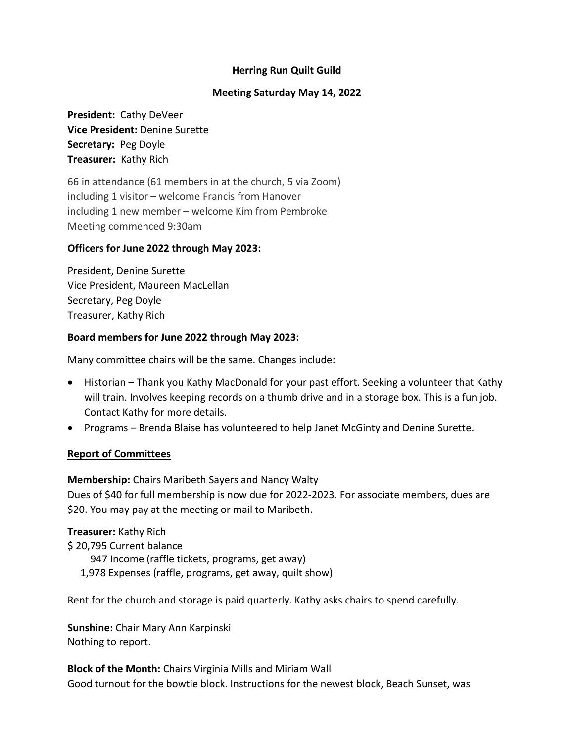**Herring Run Quilt Guild**

**Meeting Saturday May 14, 2022**

**President:** Cathy DeVeer
**Vice President:** Denine Surette
**Secretary:** Peg Doyle
**Treasurer:** Kathy Rich

66 in attendance (61 members in at the church, 5 via Zoom)
including 1 visitor – welcome Francis from Hanover
including 1 new member – welcome Kim from Pembroke
Meeting commenced 9:30am

**Officers for June 2022 through May 2023:**

President, Denine Surette
Vice President, Maureen MacLellan
Secretary, Peg Doyle
Treasurer, Kathy Rich

**Board members for June 2022 through May 2023:**

Many committee chairs will be the same. Changes include:

- Historian – Thank you Kathy MacDonald for your past effort. Seeking a volunteer that Kathy will train. Involves keeping records on a thumb drive and in a storage box. This is a fun job. Contact Kathy for more details.
- Programs – Brenda Blaise has volunteered to help Janet McGinty and Denine Surette.

**Report of Committees**

**Membership:** Chairs Maribeth Sayers and Nancy Walty
Dues of $40 for full membership is now due for 2022-2023. For associate members, dues are $20. You may pay at the meeting or mail to Maribeth.

**Treasurer:** Kathy Rich
$ 20,795 Current balance
947 Income (raffle tickets, programs, get away)
1,978 Expenses (raffle, programs, get away, quilt show)

Rent for the church and storage is paid quarterly. Kathy asks chairs to spend carefully.

**Sunshine:** Chair Mary Ann Karpinski
Nothing to report.

**Block of the Month:** Chairs Virginia Mills and Miriam Wall
Good turnout for the bowtie block. Instructions for the newest block, Beach Sunset, was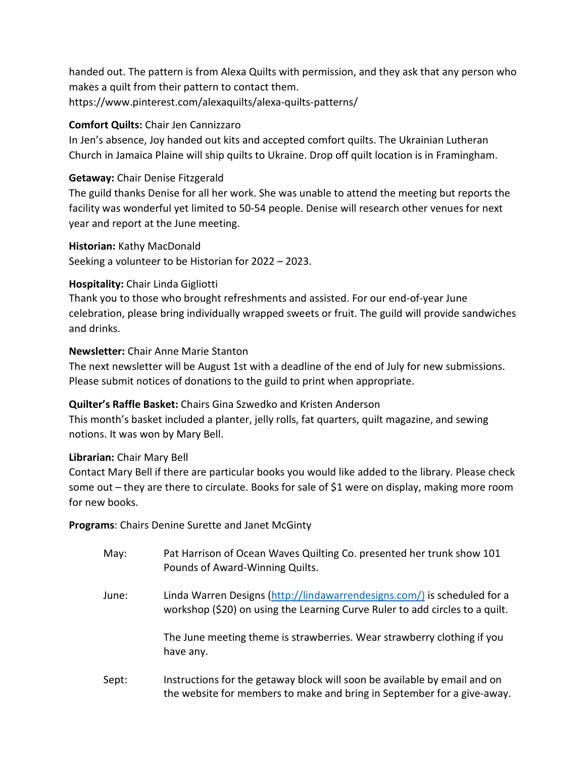handed out. The pattern is from Alexa Quilts with permission, and they ask that any person who makes a quilt from their pattern to contact them.
https://www.pinterest.com/alexaquilts/alexa-quilts-patterns/

**Comfort Quilts:** Chair Jen Cannizzaro
In Jen's absence, Joy handed out kits and accepted comfort quilts. The Ukrainian Lutheran Church in Jamaica Plaine will ship quilts to Ukraine. Drop off quilt location is in Framingham.

**Getaway:** Chair Denise Fitzgerald
The guild thanks Denise for all her work. She was unable to attend the meeting but reports the facility was wonderful yet limited to 50-54 people. Denise will research other venues for next year and report at the June meeting.

**Historian:** Kathy MacDonald
Seeking a volunteer to be Historian for 2022 – 2023.

**Hospitality:** Chair Linda Gigliotti
Thank you to those who brought refreshments and assisted. For our end-of-year June celebration, please bring individually wrapped sweets or fruit. The guild will provide sandwiches and drinks.

**Newsletter:** Chair Anne Marie Stanton
The next newsletter will be August 1st with a deadline of the end of July for new submissions. Please submit notices of donations to the guild to print when appropriate.

**Quilter's Raffle Basket:** Chairs Gina Szwedko and Kristen Anderson
This month's basket included a planter, jelly rolls, fat quarters, quilt magazine, and sewing notions. It was won by Mary Bell.

**Librarian:** Chair Mary Bell
Contact Mary Bell if there are particular books you would like added to the library. Please check some out – they are there to circulate. Books for sale of $1 were on display, making more room for new books.

**Programs**: Chairs Denine Surette and Janet McGinty

May: Pat Harrison of Ocean Waves Quilting Co. presented her trunk show 101 Pounds of Award-Winning Quilts.

June: Linda Warren Designs (http://lindawarrendesigns.com/) is scheduled for a workshop ($20) on using the Learning Curve Ruler to add circles to a quilt.

The June meeting theme is strawberries. Wear strawberry clothing if you have any.

Sept: Instructions for the getaway block will soon be available by email and on the website for members to make and bring in September for a give-away.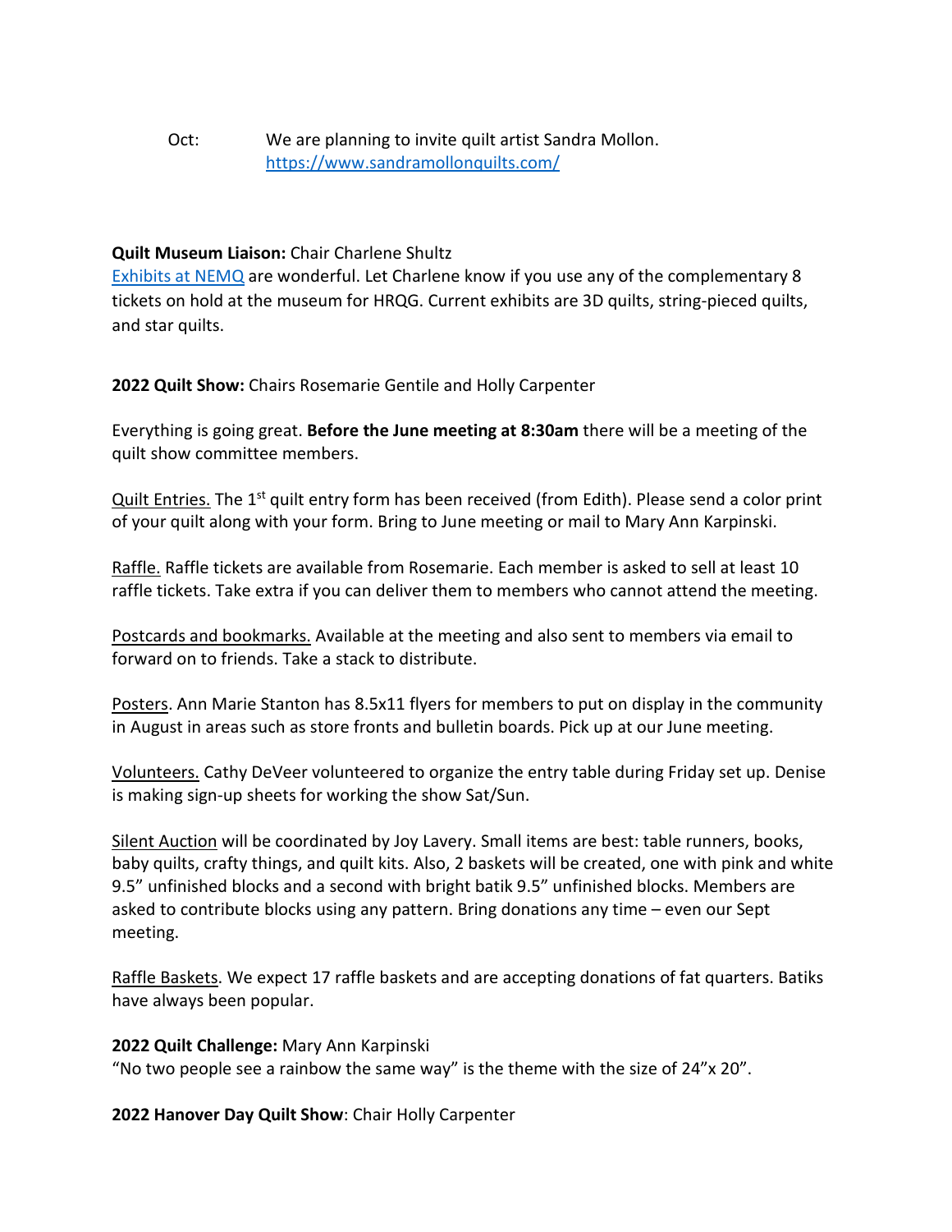Oct: We are planning to invite quilt artist Sandra Mollon. [https://www.sandramollonquilts.com/](https://www.sandramollonquilts.com/)

**Quilt Museum Liaison:** Chair Charlene Shultz
[Exhibits at NEMQ](Exhibits at NEMQ) are wonderful. Let Charlene know if you use any of the complementary 8 tickets on hold at the museum for HRQG. Current exhibits are 3D quilts, string-pieced quilts, and star quilts.

**2022 Quilt Show:** Chairs Rosemarie Gentile and Holly Carpenter

Everything is going great. **Before the June meeting at 8:30am** there will be a meeting of the quilt show committee members.

Quilt Entries. The 1st quilt entry form has been received (from Edith). Please send a color print of your quilt along with your form. Bring to June meeting or mail to Mary Ann Karpinski.

Raffle. Raffle tickets are available from Rosemarie. Each member is asked to sell at least 10 raffle tickets. Take extra if you can deliver them to members who cannot attend the meeting.

Postcards and bookmarks. Available at the meeting and also sent to members via email to forward on to friends. Take a stack to distribute.

Posters. Ann Marie Stanton has 8.5x11 flyers for members to put on display in the community in August in areas such as store fronts and bulletin boards. Pick up at our June meeting.

Volunteers. Cathy DeVeer volunteered to organize the entry table during Friday set up. Denise is making sign-up sheets for working the show Sat/Sun.

Silent Auction will be coordinated by Joy Lavery. Small items are best: table runners, books, baby quilts, crafty things, and quilt kits. Also, 2 baskets will be created, one with pink and white 9.5" unfinished blocks and a second with bright batik 9.5" unfinished blocks. Members are asked to contribute blocks using any pattern. Bring donations any time – even our Sept meeting.

Raffle Baskets. We expect 17 raffle baskets and are accepting donations of fat quarters. Batiks have always been popular.

**2022 Quilt Challenge:** Mary Ann Karpinski
"No two people see a rainbow the same way" is the theme with the size of 24"x 20".

**2022 Hanover Day Quilt Show**: Chair Holly Carpenter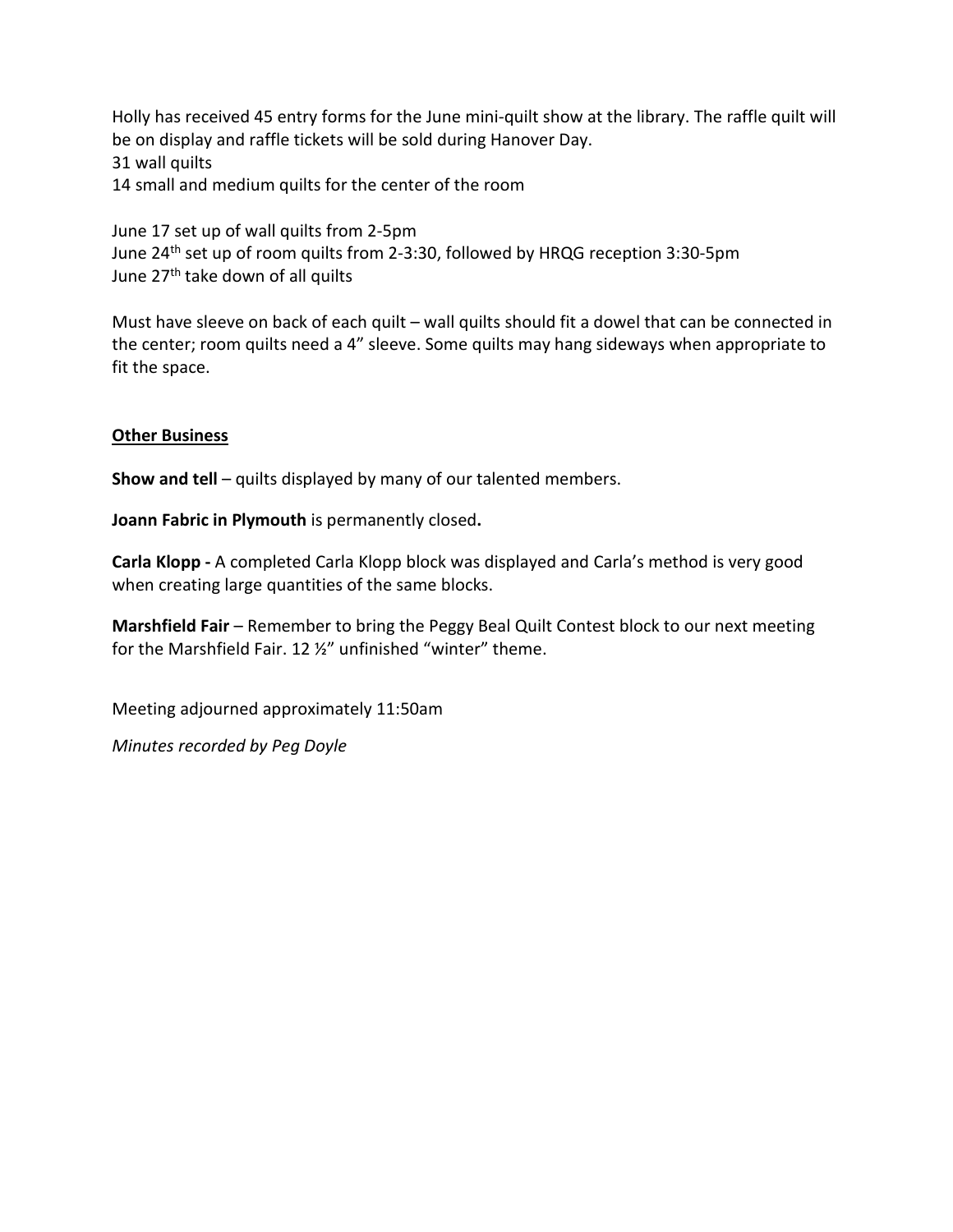Holly has received 45 entry forms for the June mini-quilt show at the library. The raffle quilt will be on display and raffle tickets will be sold during Hanover Day.
31 wall quilts
14 small and medium quilts for the center of the room

June 17 set up of wall quilts from 2-5pm
June 24th set up of room quilts from 2-3:30, followed by HRQG reception 3:30-5pm
June 27th take down of all quilts

Must have sleeve on back of each quilt – wall quilts should fit a dowel that can be connected in the center; room quilts need a 4" sleeve. Some quilts may hang sideways when appropriate to fit the space.

**Other Business**

**Show and tell** – quilts displayed by many of our talented members.

**Joann Fabric in Plymouth** is permanently closed**.**

**Carla Klopp -** A completed Carla Klopp block was displayed and Carla's method is very good when creating large quantities of the same blocks.

**Marshfield Fair** – Remember to bring the Peggy Beal Quilt Contest block to our next meeting for the Marshfield Fair. 12 ½" unfinished "winter" theme.

Meeting adjourned approximately 11:50am

*Minutes recorded by Peg Doyle*